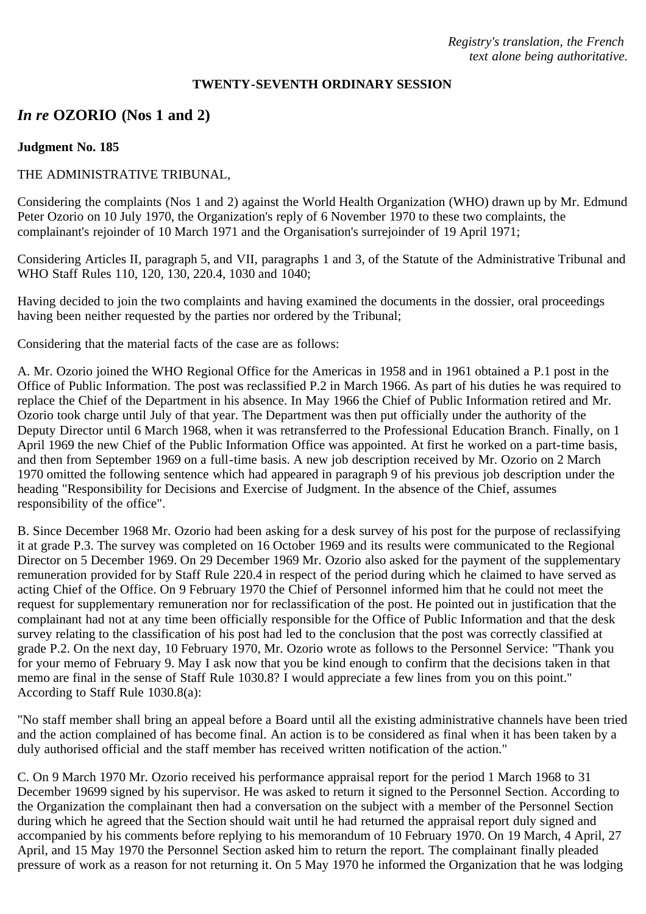*Registry's translation, the French text alone being authoritative.*

**TWENTY-SEVENTH ORDINARY SESSION**

## *In re* OZORIO (Nos 1 and 2)

**Judgment No. 185**

THE ADMINISTRATIVE TRIBUNAL,

Considering the complaints (Nos 1 and 2) against the World Health Organization (WHO) drawn up by Mr. Edmund Peter Ozorio on 10 July 1970, the Organization's reply of 6 November 1970 to these two complaints, the complainant's rejoinder of 10 March 1971 and the Organisation's surrejoinder of 19 April 1971;

Considering Articles II, paragraph 5, and VII, paragraphs 1 and 3, of the Statute of the Administrative Tribunal and WHO Staff Rules 110, 120, 130, 220.4, 1030 and 1040;

Having decided to join the two complaints and having examined the documents in the dossier, oral proceedings having been neither requested by the parties nor ordered by the Tribunal;

Considering that the material facts of the case are as follows:

A. Mr. Ozorio joined the WHO Regional Office for the Americas in 1958 and in 1961 obtained a P.1 post in the Office of Public Information. The post was reclassified P.2 in March 1966. As part of his duties he was required to replace the Chief of the Department in his absence. In May 1966 the Chief of Public Information retired and Mr. Ozorio took charge until July of that year. The Department was then put officially under the authority of the Deputy Director until 6 March 1968, when it was retransferred to the Professional Education Branch. Finally, on 1 April 1969 the new Chief of the Public Information Office was appointed. At first he worked on a part-time basis, and then from September 1969 on a full-time basis. A new job description received by Mr. Ozorio on 2 March 1970 omitted the following sentence which had appeared in paragraph 9 of his previous job description under the heading "Responsibility for Decisions and Exercise of Judgment. In the absence of the Chief, assumes responsibility of the office".

B. Since December 1968 Mr. Ozorio had been asking for a desk survey of his post for the purpose of reclassifying it at grade P.3. The survey was completed on 16 October 1969 and its results were communicated to the Regional Director on 5 December 1969. On 29 December 1969 Mr. Ozorio also asked for the payment of the supplementary remuneration provided for by Staff Rule 220.4 in respect of the period during which he claimed to have served as acting Chief of the Office. On 9 February 1970 the Chief of Personnel informed him that he could not meet the request for supplementary remuneration nor for reclassification of the post. He pointed out in justification that the complainant had not at any time been officially responsible for the Office of Public Information and that the desk survey relating to the classification of his post had led to the conclusion that the post was correctly classified at grade P.2. On the next day, 10 February 1970, Mr. Ozorio wrote as follows to the Personnel Service: "Thank you for your memo of February 9. May I ask now that you be kind enough to confirm that the decisions taken in that memo are final in the sense of Staff Rule 1030.8? I would appreciate a few lines from you on this point." According to Staff Rule 1030.8(a):

"No staff member shall bring an appeal before a Board until all the existing administrative channels have been tried and the action complained of has become final. An action is to be considered as final when it has been taken by a duly authorised official and the staff member has received written notification of the action."

C. On 9 March 1970 Mr. Ozorio received his performance appraisal report for the period 1 March 1968 to 31 December 19699 signed by his supervisor. He was asked to return it signed to the Personnel Section. According to the Organization the complainant then had a conversation on the subject with a member of the Personnel Section during which he agreed that the Section should wait until he had returned the appraisal report duly signed and accompanied by his comments before replying to his memorandum of 10 February 1970. On 19 March, 4 April, 27 April, and 15 May 1970 the Personnel Section asked him to return the report. The complainant finally pleaded pressure of work as a reason for not returning it. On 5 May 1970 he informed the Organization that he was lodging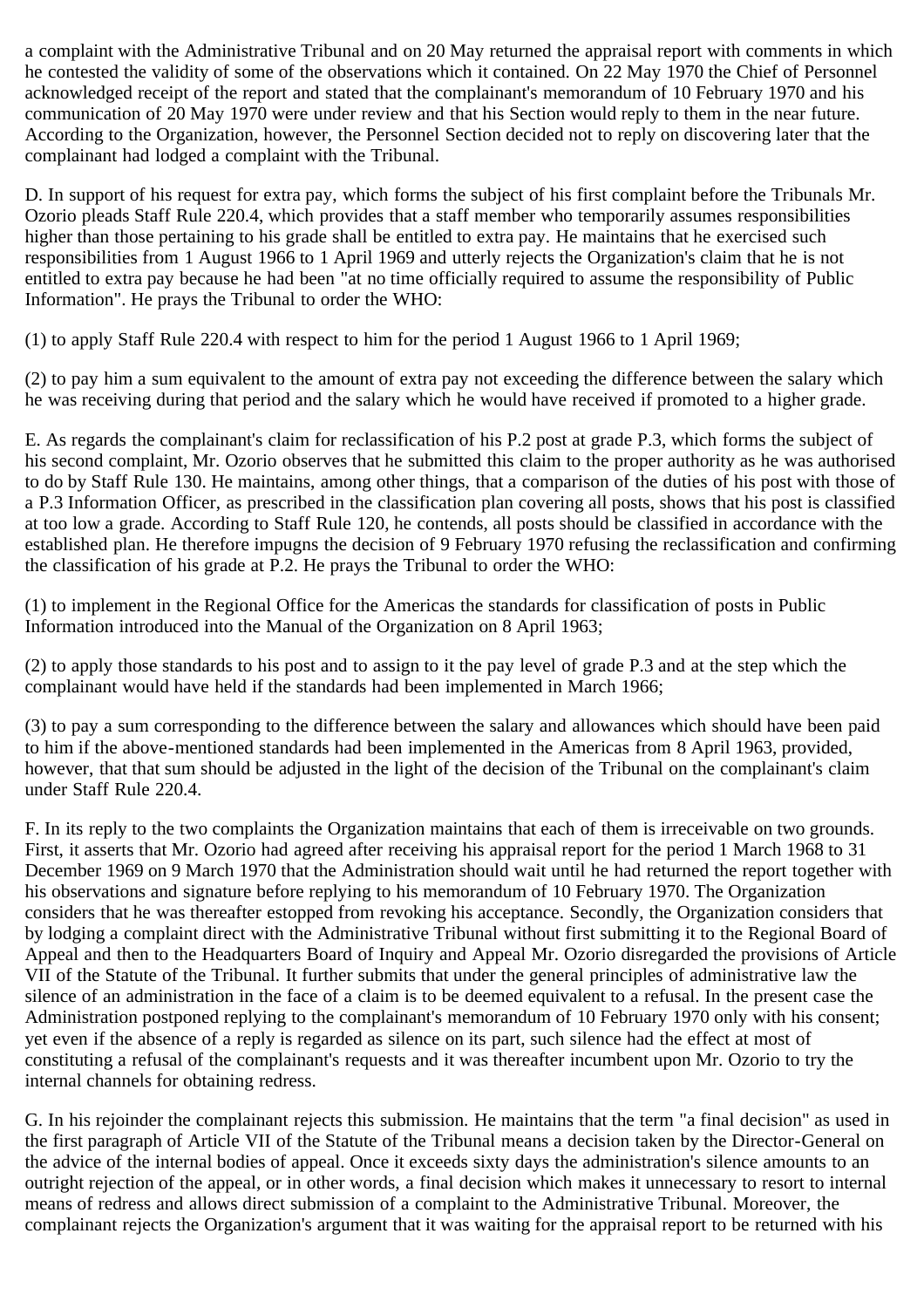a complaint with the Administrative Tribunal and on 20 May returned the appraisal report with comments in which he contested the validity of some of the observations which it contained. On 22 May 1970 the Chief of Personnel acknowledged receipt of the report and stated that the complainant's memorandum of 10 February 1970 and his communication of 20 May 1970 were under review and that his Section would reply to them in the near future. According to the Organization, however, the Personnel Section decided not to reply on discovering later that the complainant had lodged a complaint with the Tribunal.

D. In support of his request for extra pay, which forms the subject of his first complaint before the Tribunals Mr. Ozorio pleads Staff Rule 220.4, which provides that a staff member who temporarily assumes responsibilities higher than those pertaining to his grade shall be entitled to extra pay. He maintains that he exercised such responsibilities from 1 August 1966 to 1 April 1969 and utterly rejects the Organization's claim that he is not entitled to extra pay because he had been "at no time officially required to assume the responsibility of Public Information". He prays the Tribunal to order the WHO:

(1) to apply Staff Rule 220.4 with respect to him for the period 1 August 1966 to 1 April 1969;

(2) to pay him a sum equivalent to the amount of extra pay not exceeding the difference between the salary which he was receiving during that period and the salary which he would have received if promoted to a higher grade.

E. As regards the complainant's claim for reclassification of his P.2 post at grade P.3, which forms the subject of his second complaint, Mr. Ozorio observes that he submitted this claim to the proper authority as he was authorised to do by Staff Rule 130. He maintains, among other things, that a comparison of the duties of his post with those of a P.3 Information Officer, as prescribed in the classification plan covering all posts, shows that his post is classified at too low a grade. According to Staff Rule 120, he contends, all posts should be classified in accordance with the established plan. He therefore impugns the decision of 9 February 1970 refusing the reclassification and confirming the classification of his grade at P.2. He prays the Tribunal to order the WHO:

(1) to implement in the Regional Office for the Americas the standards for classification of posts in Public Information introduced into the Manual of the Organization on 8 April 1963;

(2) to apply those standards to his post and to assign to it the pay level of grade P.3 and at the step which the complainant would have held if the standards had been implemented in March 1966;

(3) to pay a sum corresponding to the difference between the salary and allowances which should have been paid to him if the above-mentioned standards had been implemented in the Americas from 8 April 1963, provided, however, that that sum should be adjusted in the light of the decision of the Tribunal on the complainant's claim under Staff Rule 220.4.

F. In its reply to the two complaints the Organization maintains that each of them is irreceivable on two grounds. First, it asserts that Mr. Ozorio had agreed after receiving his appraisal report for the period 1 March 1968 to 31 December 1969 on 9 March 1970 that the Administration should wait until he had returned the report together with his observations and signature before replying to his memorandum of 10 February 1970. The Organization considers that he was thereafter estopped from revoking his acceptance. Secondly, the Organization considers that by lodging a complaint direct with the Administrative Tribunal without first submitting it to the Regional Board of Appeal and then to the Headquarters Board of Inquiry and Appeal Mr. Ozorio disregarded the provisions of Article VII of the Statute of the Tribunal. It further submits that under the general principles of administrative law the silence of an administration in the face of a claim is to be deemed equivalent to a refusal. In the present case the Administration postponed replying to the complainant's memorandum of 10 February 1970 only with his consent; yet even if the absence of a reply is regarded as silence on its part, such silence had the effect at most of constituting a refusal of the complainant's requests and it was thereafter incumbent upon Mr. Ozorio to try the internal channels for obtaining redress.

G. In his rejoinder the complainant rejects this submission. He maintains that the term "a final decision" as used in the first paragraph of Article VII of the Statute of the Tribunal means a decision taken by the Director-General on the advice of the internal bodies of appeal. Once it exceeds sixty days the administration's silence amounts to an outright rejection of the appeal, or in other words, a final decision which makes it unnecessary to resort to internal means of redress and allows direct submission of a complaint to the Administrative Tribunal. Moreover, the complainant rejects the Organization's argument that it was waiting for the appraisal report to be returned with his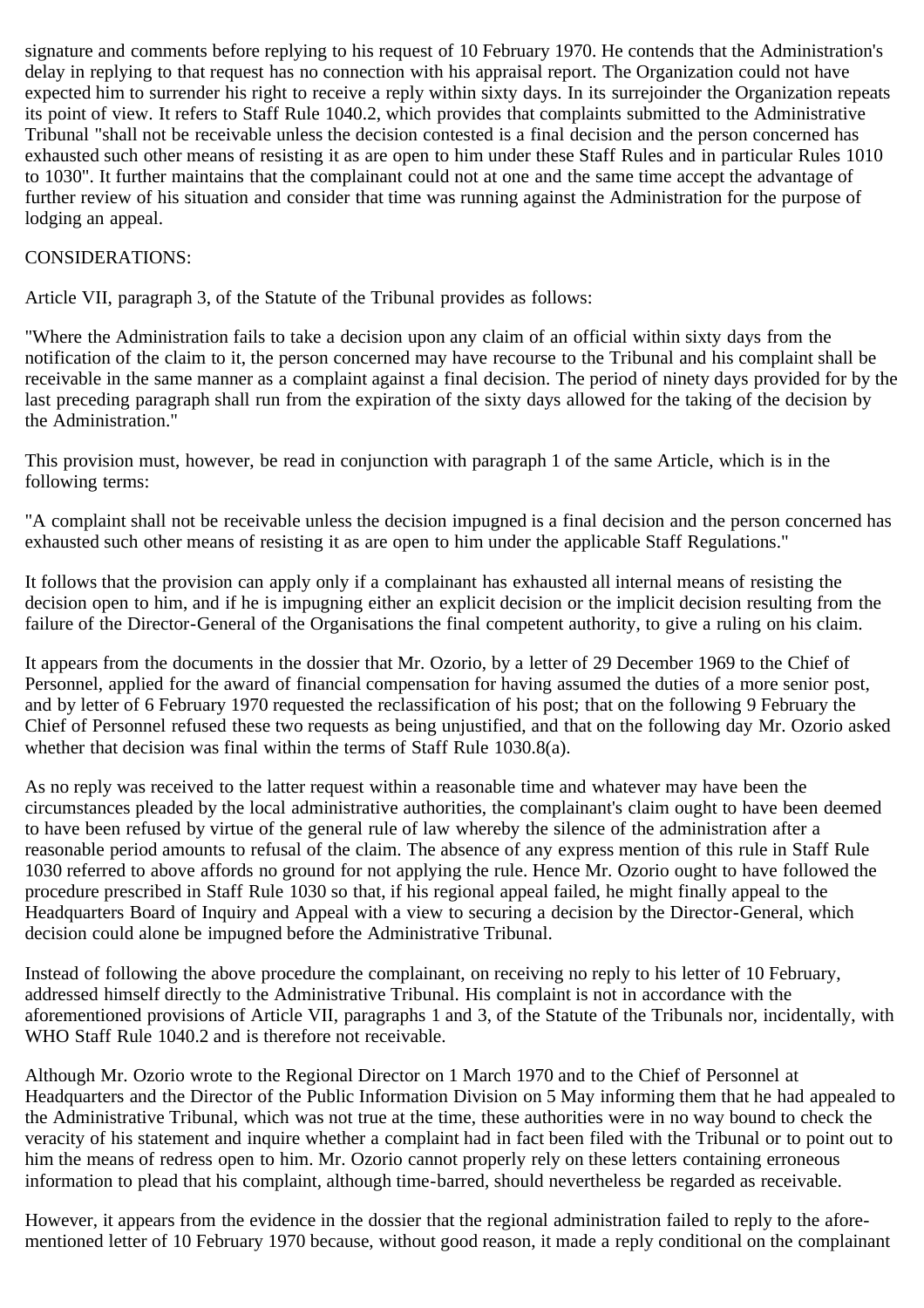signature and comments before replying to his request of 10 February 1970. He contends that the Administration's delay in replying to that request has no connection with his appraisal report. The Organization could not have expected him to surrender his right to receive a reply within sixty days. In its surrejoinder the Organization repeats its point of view. It refers to Staff Rule 1040.2, which provides that complaints submitted to the Administrative Tribunal "shall not be receivable unless the decision contested is a final decision and the person concerned has exhausted such other means of resisting it as are open to him under these Staff Rules and in particular Rules 1010 to 1030". It further maintains that the complainant could not at one and the same time accept the advantage of further review of his situation and consider that time was running against the Administration for the purpose of lodging an appeal.

CONSIDERATIONS:

Article VII, paragraph 3, of the Statute of the Tribunal provides as follows:

"Where the Administration fails to take a decision upon any claim of an official within sixty days from the notification of the claim to it, the person concerned may have recourse to the Tribunal and his complaint shall be receivable in the same manner as a complaint against a final decision. The period of ninety days provided for by the last preceding paragraph shall run from the expiration of the sixty days allowed for the taking of the decision by the Administration."

This provision must, however, be read in conjunction with paragraph 1 of the same Article, which is in the following terms:

"A complaint shall not be receivable unless the decision impugned is a final decision and the person concerned has exhausted such other means of resisting it as are open to him under the applicable Staff Regulations."

It follows that the provision can apply only if a complainant has exhausted all internal means of resisting the decision open to him, and if he is impugning either an explicit decision or the implicit decision resulting from the failure of the Director-General of the Organisations the final competent authority, to give a ruling on his claim.

It appears from the documents in the dossier that Mr. Ozorio, by a letter of 29 December 1969 to the Chief of Personnel, applied for the award of financial compensation for having assumed the duties of a more senior post, and by letter of 6 February 1970 requested the reclassification of his post; that on the following 9 February the Chief of Personnel refused these two requests as being unjustified, and that on the following day Mr. Ozorio asked whether that decision was final within the terms of Staff Rule 1030.8(a).

As no reply was received to the latter request within a reasonable time and whatever may have been the circumstances pleaded by the local administrative authorities, the complainant's claim ought to have been deemed to have been refused by virtue of the general rule of law whereby the silence of the administration after a reasonable period amounts to refusal of the claim. The absence of any express mention of this rule in Staff Rule 1030 referred to above affords no ground for not applying the rule. Hence Mr. Ozorio ought to have followed the procedure prescribed in Staff Rule 1030 so that, if his regional appeal failed, he might finally appeal to the Headquarters Board of Inquiry and Appeal with a view to securing a decision by the Director-General, which decision could alone be impugned before the Administrative Tribunal.

Instead of following the above procedure the complainant, on receiving no reply to his letter of 10 February, addressed himself directly to the Administrative Tribunal. His complaint is not in accordance with the aforementioned provisions of Article VII, paragraphs 1 and 3, of the Statute of the Tribunals nor, incidentally, with WHO Staff Rule 1040.2 and is therefore not receivable.

Although Mr. Ozorio wrote to the Regional Director on 1 March 1970 and to the Chief of Personnel at Headquarters and the Director of the Public Information Division on 5 May informing them that he had appealed to the Administrative Tribunal, which was not true at the time, these authorities were in no way bound to check the veracity of his statement and inquire whether a complaint had in fact been filed with the Tribunal or to point out to him the means of redress open to him. Mr. Ozorio cannot properly rely on these letters containing erroneous information to plead that his complaint, although time-barred, should nevertheless be regarded as receivable.

However, it appears from the evidence in the dossier that the regional administration failed to reply to the afore-mentioned letter of 10 February 1970 because, without good reason, it made a reply conditional on the complainant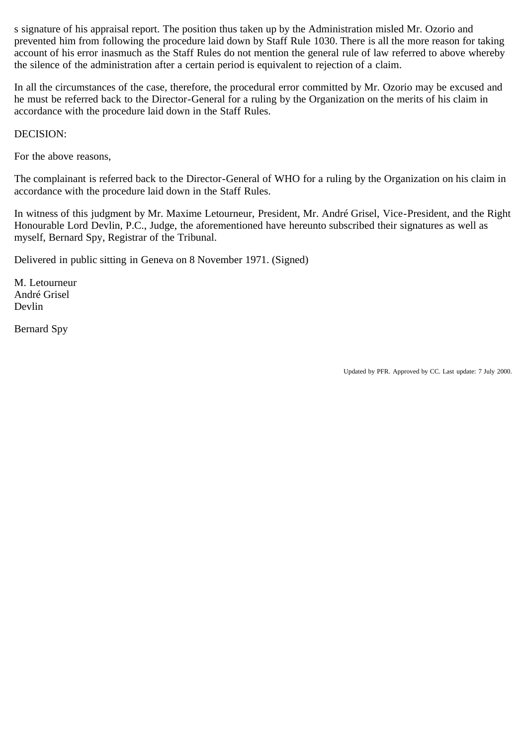s signature of his appraisal report. The position thus taken up by the Administration misled Mr. Ozorio and prevented him from following the procedure laid down by Staff Rule 1030. There is all the more reason for taking account of his error inasmuch as the Staff Rules do not mention the general rule of law referred to above whereby the silence of the administration after a certain period is equivalent to rejection of a claim.

In all the circumstances of the case, therefore, the procedural error committed by Mr. Ozorio may be excused and he must be referred back to the Director-General for a ruling by the Organization on the merits of his claim in accordance with the procedure laid down in the Staff Rules.

DECISION:

For the above reasons,

The complainant is referred back to the Director-General of WHO for a ruling by the Organization on his claim in accordance with the procedure laid down in the Staff Rules.

In witness of this judgment by Mr. Maxime Letourneur, President, Mr. André Grisel, Vice-President, and the Right Honourable Lord Devlin, P.C., Judge, the aforementioned have hereunto subscribed their signatures as well as myself, Bernard Spy, Registrar of the Tribunal.

Delivered in public sitting in Geneva on 8 November 1971. (Signed)

M. Letourneur
André Grisel
Devlin

Bernard Spy

Updated by PFR. Approved by CC. Last update: 7 July 2000.